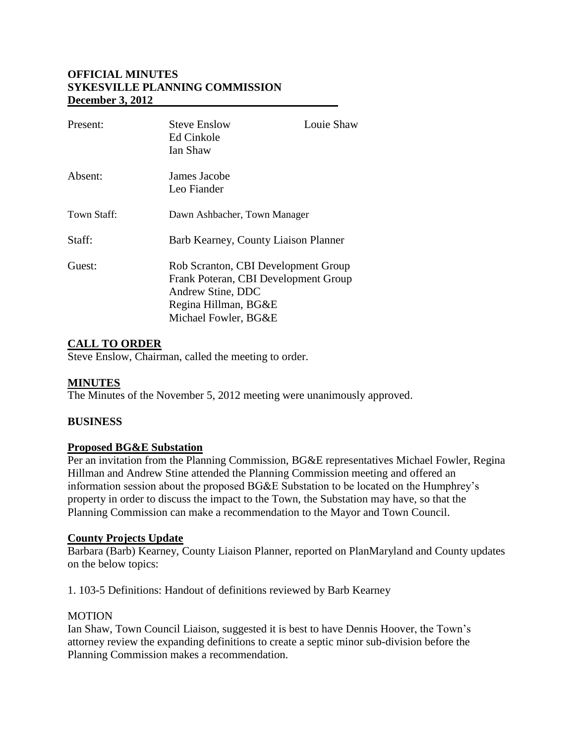**OFFICIAL MINUTES**
**SYKESVILLE PLANNING COMMISSION**
**December 3, 2012**

| | | |
|---|---|---|
| Present: | Steve Enslow<br>Ed Cinkole<br>Ian Shaw | Louie Shaw |
| Absent: | James Jacobe<br>Leo Fiander | |
| Town Staff: | Dawn Ashbacher, Town Manager | |
| Staff: | Barb Kearney, County Liaison Planner | |
| Guest: | Rob Scranton, CBI Development Group<br>Frank Poteran, CBI Development Group<br>Andrew Stine, DDC<br>Regina Hillman, BG&E<br>Michael Fowler, BG&E | |

## CALL TO ORDER

Steve Enslow, Chairman, called the meeting to order.

## MINUTES

The Minutes of the November 5, 2012 meeting were unanimously approved.

## BUSINESS

### Proposed BG&E Substation

Per an invitation from the Planning Commission, BG&E representatives Michael Fowler, Regina Hillman and Andrew Stine attended the Planning Commission meeting and offered an information session about the proposed BG&E Substation to be located on the Humphrey's property in order to discuss the impact to the Town, the Substation may have, so that the Planning Commission can make a recommendation to the Mayor and Town Council.

### County Projects Update

Barbara (Barb) Kearney, County Liaison Planner, reported on PlanMaryland and County updates on the below topics:

1. 103-5 Definitions: Handout of definitions reviewed by Barb Kearney

MOTION

Ian Shaw, Town Council Liaison, suggested it is best to have Dennis Hoover, the Town's attorney review the expanding definitions to create a septic minor sub-division before the Planning Commission makes a recommendation.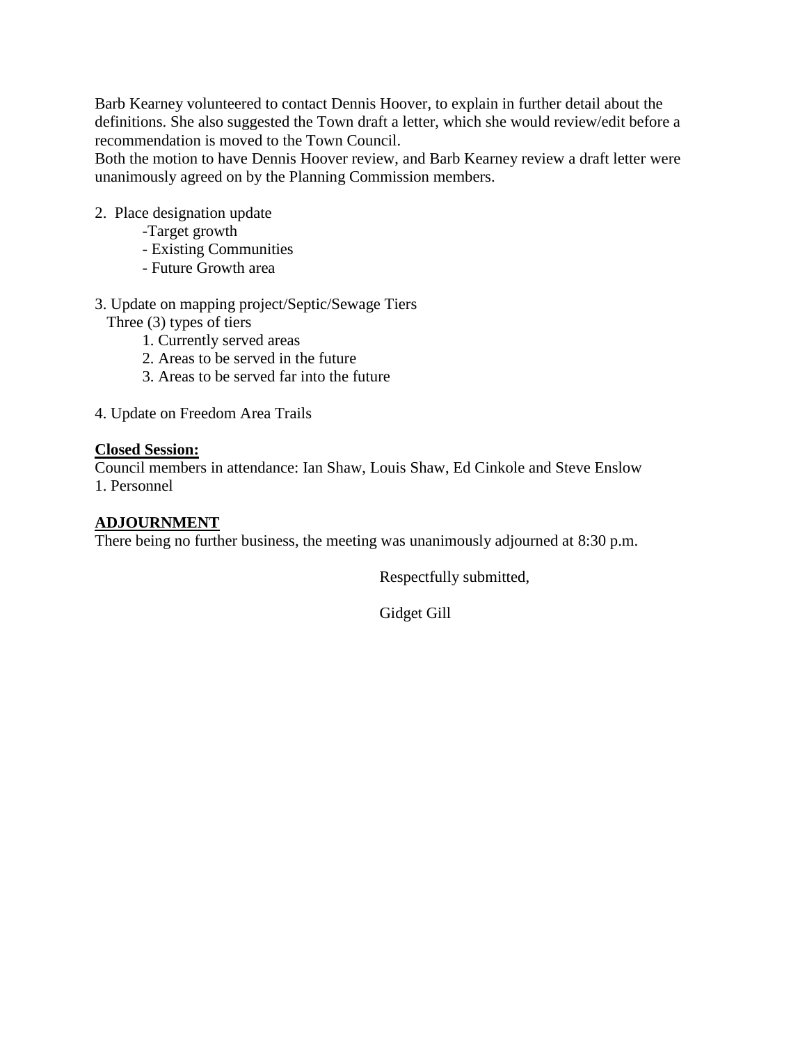Barb Kearney volunteered to contact Dennis Hoover, to explain in further detail about the definitions. She also suggested the Town draft a letter, which she would review/edit before a recommendation is moved to the Town Council.
Both the motion to have Dennis Hoover review, and Barb Kearney review a draft letter were unanimously agreed on by the Planning Commission members.

2. Place designation update
    - Target growth
    - Existing Communities
    - Future Growth area

3. Update on mapping project/Septic/Sewage Tiers
   Three (3) types of tiers
    1. Currently served areas
    2. Areas to be served in the future
    3. Areas to be served far into the future

4. Update on Freedom Area Trails

**Closed Session:**
Council members in attendance: Ian Shaw, Louis Shaw, Ed Cinkole and Steve Enslow
1. Personnel

**ADJOURNMENT**
There being no further business, the meeting was unanimously adjourned at 8:30 p.m.

Respectfully submitted,

Gidget Gill